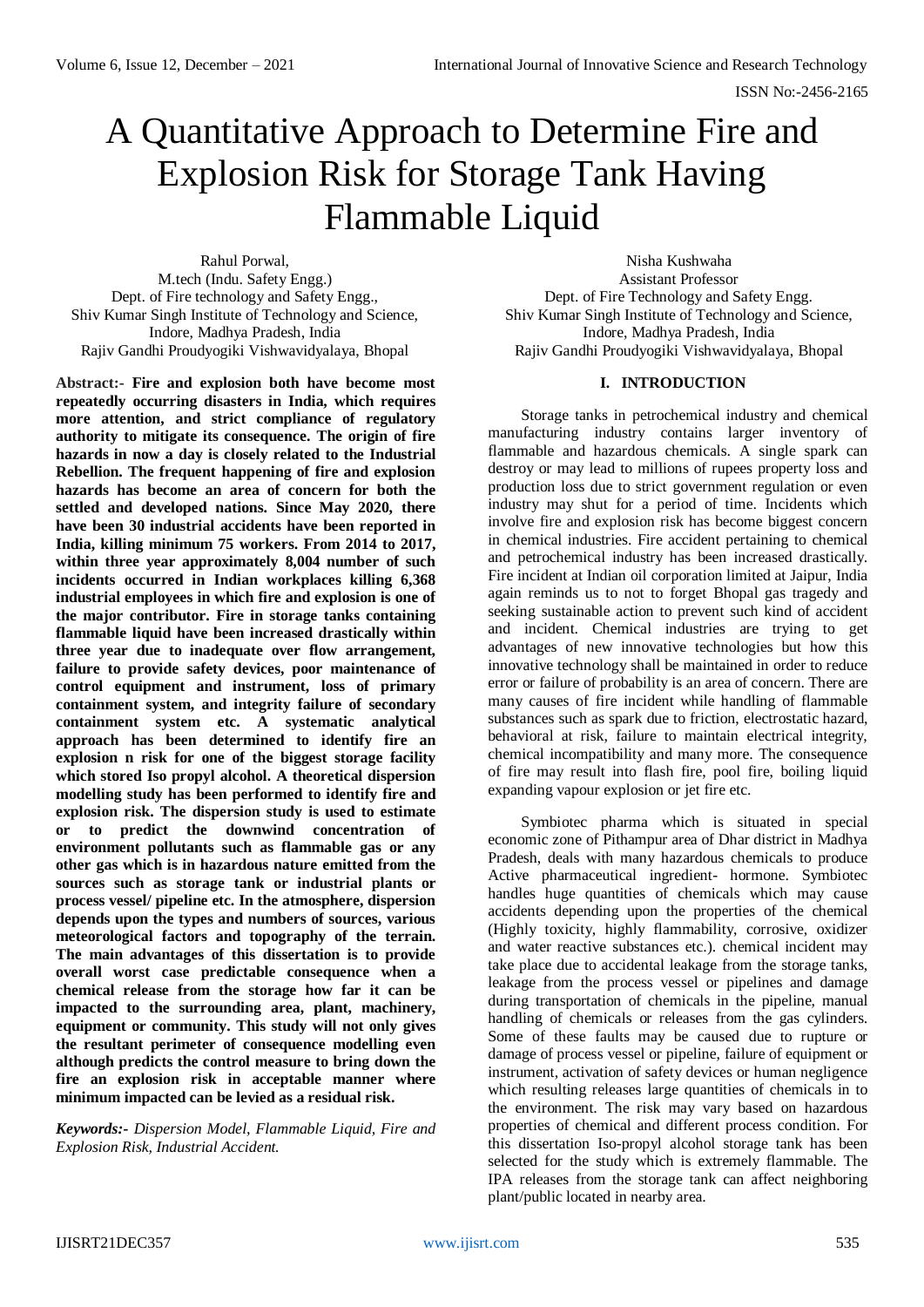# A Quantitative Approach to Determine Fire and Explosion Risk for Storage Tank Having Flammable Liquid

Rahul Porwal,
M.tech (Indu. Safety Engg.)
Dept. of Fire technology and Safety Engg.,
Shiv Kumar Singh Institute of Technology and Science,
Indore, Madhya Pradesh, India
Rajiv Gandhi Proudyogiki Vishwavidyalaya, Bhopal

Nisha Kushwaha
Assistant Professor
Dept. of Fire Technology and Safety Engg.
Shiv Kumar Singh Institute of Technology and Science,
Indore, Madhya Pradesh, India
Rajiv Gandhi Proudyogiki Vishwavidyalaya, Bhopal

**Abstract:- Fire and explosion both have become most repeatedly occurring disasters in India, which requires more attention, and strict compliance of regulatory authority to mitigate its consequence. The origin of fire hazards in now a day is closely related to the Industrial Rebellion. The frequent happening of fire and explosion hazards has become an area of concern for both the settled and developed nations. Since May 2020, there have been 30 industrial accidents have been reported in India, killing minimum 75 workers. From 2014 to 2017, within three year approximately 8,004 number of such incidents occurred in Indian workplaces killing 6,368 industrial employees in which fire and explosion is one of the major contributor. Fire in storage tanks containing flammable liquid have been increased drastically within three year due to inadequate over flow arrangement, failure to provide safety devices, poor maintenance of control equipment and instrument, loss of primary containment system, and integrity failure of secondary containment system etc. A systematic analytical approach has been determined to identify fire an explosion n risk for one of the biggest storage facility which stored Iso propyl alcohol. A theoretical dispersion modelling study has been performed to identify fire and explosion risk. The dispersion study is used to estimate or to predict the downwind concentration of environment pollutants such as flammable gas or any other gas which is in hazardous nature emitted from the sources such as storage tank or industrial plants or process vessel/ pipeline etc. In the atmosphere, dispersion depends upon the types and numbers of sources, various meteorological factors and topography of the terrain. The main advantages of this dissertation is to provide overall worst case predictable consequence when a chemical release from the storage how far it can be impacted to the surrounding area, plant, machinery, equipment or community. This study will not only gives the resultant perimeter of consequence modelling even although predicts the control measure to bring down the fire an explosion risk in acceptable manner where minimum impacted can be levied as a residual risk.**

***Keywords:-** Dispersion Model, Flammable Liquid, Fire and Explosion Risk, Industrial Accident.*

## I. INTRODUCTION

Storage tanks in petrochemical industry and chemical manufacturing industry contains larger inventory of flammable and hazardous chemicals. A single spark can destroy or may lead to millions of rupees property loss and production loss due to strict government regulation or even industry may shut for a period of time. Incidents which involve fire and explosion risk has become biggest concern in chemical industries. Fire accident pertaining to chemical and petrochemical industry has been increased drastically. Fire incident at Indian oil corporation limited at Jaipur, India again reminds us to not to forget Bhopal gas tragedy and seeking sustainable action to prevent such kind of accident and incident. Chemical industries are trying to get advantages of new innovative technologies but how this innovative technology shall be maintained in order to reduce error or failure of probability is an area of concern. There are many causes of fire incident while handling of flammable substances such as spark due to friction, electrostatic hazard, behavioral at risk, failure to maintain electrical integrity, chemical incompatibility and many more. The consequence of fire may result into flash fire, pool fire, boiling liquid expanding vapour explosion or jet fire etc.

Symbiotec pharma which is situated in special economic zone of Pithampur area of Dhar district in Madhya Pradesh, deals with many hazardous chemicals to produce Active pharmaceutical ingredient- hormone. Symbiotec handles huge quantities of chemicals which may cause accidents depending upon the properties of the chemical (Highly toxicity, highly flammability, corrosive, oxidizer and water reactive substances etc.). chemical incident may take place due to accidental leakage from the storage tanks, leakage from the process vessel or pipelines and damage during transportation of chemicals in the pipeline, manual handling of chemicals or releases from the gas cylinders. Some of these faults may be caused due to rupture or damage of process vessel or pipeline, failure of equipment or instrument, activation of safety devices or human negligence which resulting releases large quantities of chemicals in to the environment. The risk may vary based on hazardous properties of chemical and different process condition. For this dissertation Iso-propyl alcohol storage tank has been selected for the study which is extremely flammable. The IPA releases from the storage tank can affect neighboring plant/public located in nearby area.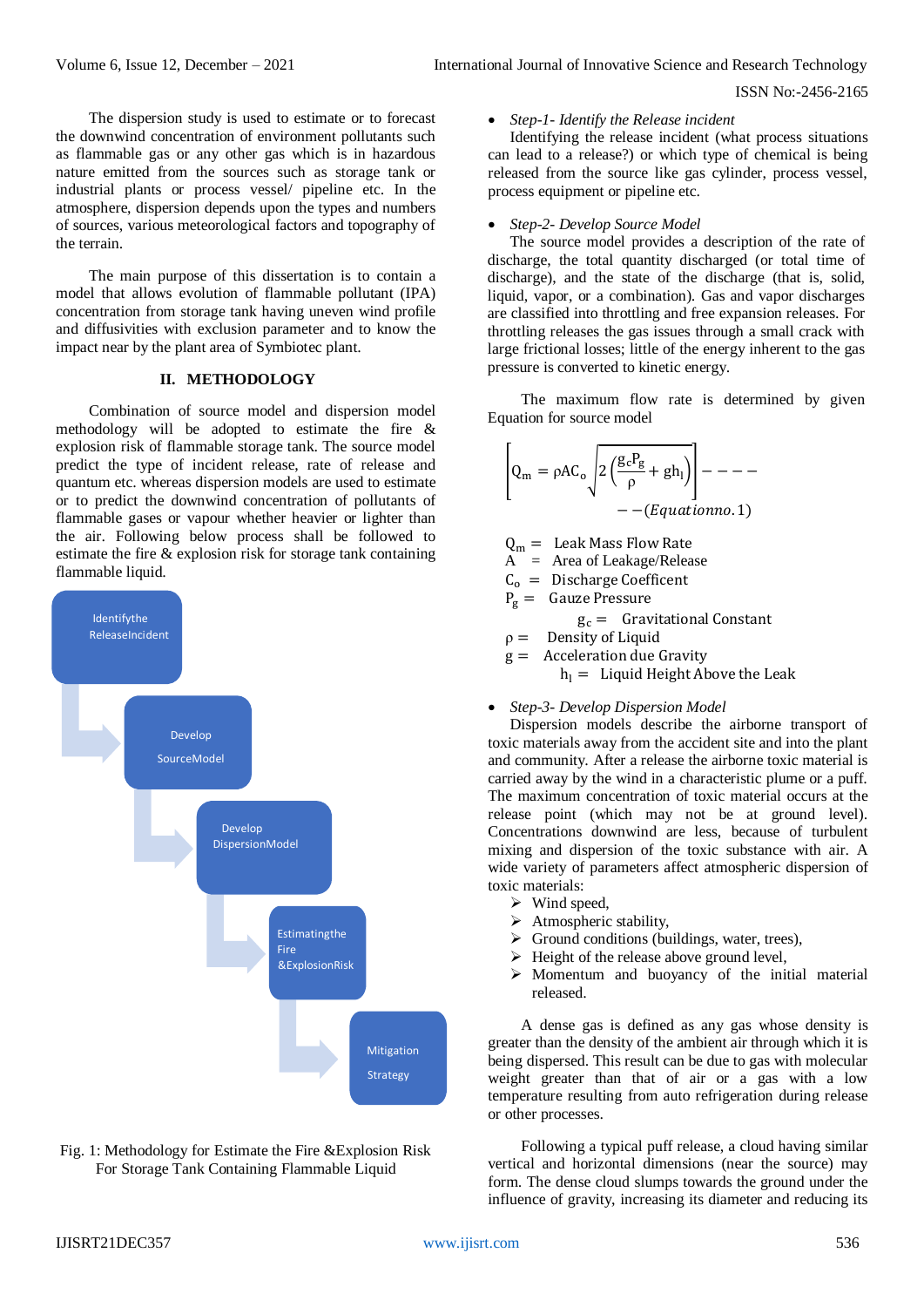The dispersion study is used to estimate or to forecast the downwind concentration of environment pollutants such as flammable gas or any other gas which is in hazardous nature emitted from the sources such as storage tank or industrial plants or process vessel/ pipeline etc. In the atmosphere, dispersion depends upon the types and numbers of sources, various meteorological factors and topography of the terrain.

The main purpose of this dissertation is to contain a model that allows evolution of flammable pollutant (IPA) concentration from storage tank having uneven wind profile and diffusivities with exclusion parameter and to know the impact near by the plant area of Symbiotec plant.

## II. METHODOLOGY

Combination of source model and dispersion model methodology will be adopted to estimate the fire & explosion risk of flammable storage tank. The source model predict the type of incident release, rate of release and quantum etc. whereas dispersion models are used to estimate or to predict the downwind concentration of pollutants of flammable gases or vapour whether heavier or lighter than the air. Following below process shall be followed to estimate the fire & explosion risk for storage tank containing flammable liquid.

Identifythe ReleaseIncident → Develop SourceModel → Develop DispersionModel → Estimatingthe Fire &ExplosionRisk → Mitigation Strategy

Fig. 1: Methodology for Estimate the Fire &Explosion Risk For Storage Tank Containing Flammable Liquid

- *Step-1- Identify the Release incident*

Identifying the release incident (what process situations can lead to a release?) or which type of chemical is being released from the source like gas cylinder, process vessel, process equipment or pipeline etc.

- *Step-2- Develop Source Model*

The source model provides a description of the rate of discharge, the total quantity discharged (or total time of discharge), and the state of the discharge (that is, solid, liquid, vapor, or a combination). Gas and vapor discharges are classified into throttling and free expansion releases. For throttling releases the gas issues through a small crack with large frictional losses; little of the energy inherent to the gas pressure is converted to kinetic energy.

The maximum flow rate is determined by given Equation for source model

$$\left[ Q_m = \rho A C_o \sqrt{2\left(\frac{g_c P_g}{\rho} + g h_l\right)} \right] ---- \quad --(Equation no. 1)$$

$Q_m$ = Leak Mass Flow Rate
$A$ = Area of Leakage/Release
$C_o$ = Discharge Coefficent
$P_g$ = Gauze Pressure
$g_c$ = Gravitational Constant
$\rho$ = Density of Liquid
$g$ = Acceleration due Gravity
$h_l$ = Liquid Height Above the Leak

- *Step-3- Develop Dispersion Model*

Dispersion models describe the airborne transport of toxic materials away from the accident site and into the plant and community. After a release the airborne toxic material is carried away by the wind in a characteristic plume or a puff. The maximum concentration of toxic material occurs at the release point (which may not be at ground level). Concentrations downwind are less, because of turbulent mixing and dispersion of the toxic substance with air. A wide variety of parameters affect atmospheric dispersion of toxic materials:

- Wind speed,
- Atmospheric stability,
- Ground conditions (buildings, water, trees),
- Height of the release above ground level,
- Momentum and buoyancy of the initial material released.

A dense gas is defined as any gas whose density is greater than the density of the ambient air through which it is being dispersed. This result can be due to gas with molecular weight greater than that of air or a gas with a low temperature resulting from auto refrigeration during release or other processes.

Following a typical puff release, a cloud having similar vertical and horizontal dimensions (near the source) may form. The dense cloud slumps towards the ground under the influence of gravity, increasing its diameter and reducing its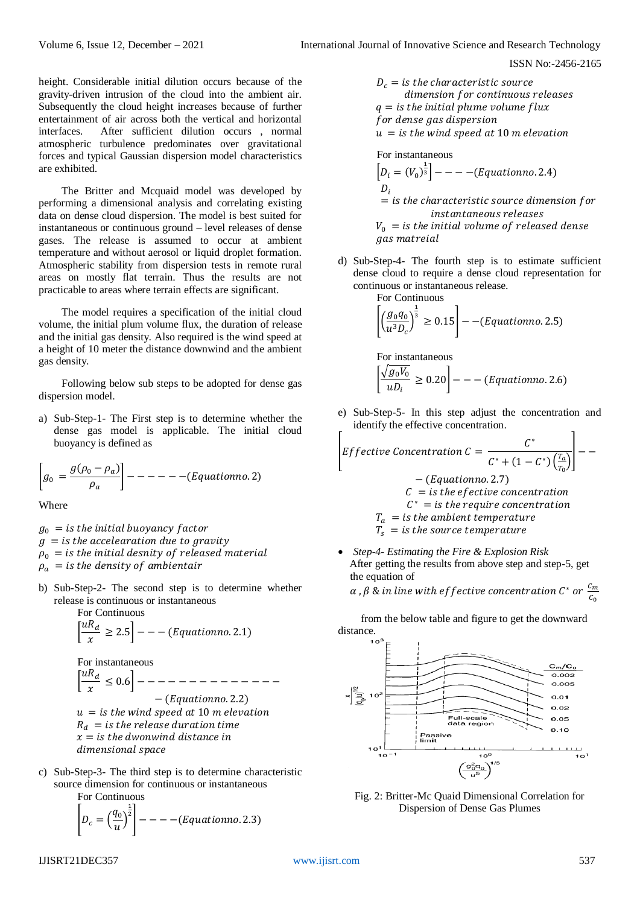height. Considerable initial dilution occurs because of the gravity-driven intrusion of the cloud into the ambient air. Subsequently the cloud height increases because of further entertainment of air across both the vertical and horizontal interfaces. After sufficient dilution occurs , normal atmospheric turbulence predominates over gravitational forces and typical Gaussian dispersion model characteristics are exhibited.

The Britter and Mcquaid model was developed by performing a dimensional analysis and correlating existing data on dense cloud dispersion. The model is best suited for instantaneous or continuous ground – level releases of dense gases. The release is assumed to occur at ambient temperature and without aerosol or liquid droplet formation. Atmospheric stability from dispersion tests in remote rural areas on mostly flat terrain. Thus the results are not practicable to areas where terrain effects are significant.

The model requires a specification of the initial cloud volume, the initial plum volume flux, the duration of release and the initial gas density. Also required is the wind speed at a height of 10 meter the distance downwind and the ambient gas density.

Following below sub steps to be adopted for dense gas dispersion model.

a) Sub-Step-1- The First step is to determine whether the dense gas model is applicable. The initial cloud buoyancy is defined as

$$\left[g_0 = \frac{g(\rho_0 - \rho_a)}{\rho_a}\right] ------(Equation no. 2)$$

Where

$g_0$ = is the initial buoyancy factor
$g$ = is the accelearation due to gravity
$\rho_0$ = is the initial desnity of released material
$\rho_a$ = is the density of ambientair

b) Sub-Step-2- The second step is to determine whether release is continuous or instantaneous

For Continuous

$$\left[\frac{uR_d}{x} \geq 2.5\right] --- (Equation no. 2.1)$$

For instantaneous

$$\left[\frac{uR_d}{x} \leq 0.6\right] -------------- (Equation no. 2.2)$$

$u$ = is the wind speed at 10 m elevation
$R_d$ = is the release duration time
$x$ = is the dwonwind distance in dimensional space

c) Sub-Step-3- The third step is to determine characteristic source dimension for continuous or instantaneous

For Continuous

$$\left[D_c = \left(\frac{q_0}{u}\right)^{\frac{1}{2}}\right] ---- (Equation no. 2.3)$$

$D_c$ = is the characteristic source dimension for continuous releases
$q$ = is the initial plume volume flux for dense gas dispersion
$u$ = is the wind speed at 10 m elevation

For instantaneous

$$\left[D_i = (V_0)^{\frac{1}{3}}\right] ---- (Equation no. 2.4)$$

$D_i$ = is the characteristic source dimension for instantaneous releases
$V_0$ = is the initial volume of released dense gas matreial

d) Sub-Step-4- The fourth step is to estimate sufficient dense cloud to require a dense cloud representation for continuous or instantaneous release.

For Continuous

$$\left[\left(\frac{g_0 q_0}{u^3 D_c}\right)^{\frac{1}{3}} \geq 0.15\right] -- (Equation no. 2.5)$$

For instantaneous

$$\left[\frac{\sqrt{g_0 V_0}}{u D_i} \geq 0.20\right] --- (Equation no. 2.6)$$

e) Sub-Step-5- In this step adjust the concentration and identify the effective concentration.

$$\left[Effective\ Concentration\ C = \frac{C^*}{C^* + (1 - C^*)\left(\frac{T_a}{T_0}\right)}\right] --- (Equation no. 2.7)$$

$C$ = is the efective concentration
$C^*$ = is the require concentration
$T_a$ = is the ambient temperature
$T_s$ = is the source temperature

- *Step-4- Estimating the Fire & Explosion Risk*
  After getting the results from above step and step-5, get the equation of $\alpha$, $\beta$ & in line with effective concentration $C^*$ or $\frac{C_m}{C_0}$

from the below table and figure to get the downward distance.

Fig. 2: Britter-Mc Quaid Dimensional Correlation for Dispersion of Dense Gas Plumes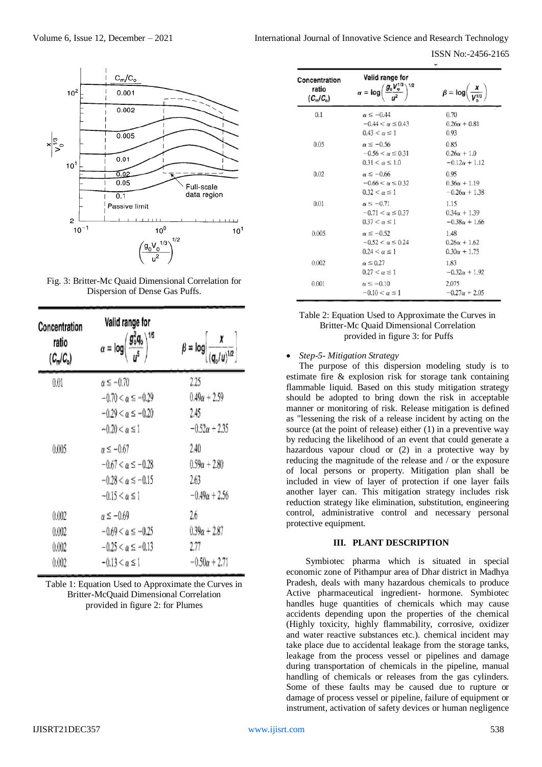Fig. 3: Britter-Mc Quaid Dimensional Correlation for Dispersion of Dense Gas Puffs.

| Concentration ratio $(C_m/C_o)$ | Valid range for $\alpha = \log\left(\frac{g_o^2 q_o}{u^5}\right)^{1/5}$ | $\beta = \log\left[\frac{x}{(q_o/u)^{1/2}}\right]$ |
|---|---|---|
| 0.01 | $\alpha \le -0.70$ | 2.25 |
| | $-0.70 < \alpha \le -0.29$ | $0.49\alpha + 2.59$ |
| | $-0.29 < \alpha \le -0.20$ | 2.45 |
| | $-0.20 < \alpha \le 1$ | $-0.52\alpha + 2.35$ |
| 0.005 | $\alpha \le -0.67$ | 2.40 |
| | $-0.67 < \alpha \le -0.28$ | $0.59\alpha + 2.80$ |
| | $-0.28 < \alpha \le -0.15$ | 2.63 |
| | $-0.15 < \alpha \le 1$ | $-0.49\alpha + 2.56$ |
| 0.002 | $\alpha \le -0.69$ | 2.6 |
| 0.002 | $-0.69 < \alpha \le -0.25$ | $0.39\alpha + 2.87$ |
| 0.002 | $-0.25 < \alpha \le -0.13$ | 2.77 |
| 0.002 | $-0.13 < \alpha \le 1$ | $-0.50\alpha + 2.71$ |

Table 1: Equation Used to Approximate the Curves in Britter-McQuaid Dimensional Correlation provided in figure 2: for Plumes

| Concentration ratio $(C_m/C_o)$ | Valid range for $\alpha = \log\left(\frac{g_o V_o^{1/3}}{u^2}\right)^{1/2}$ | $\beta = \log\left(\frac{x}{V_o^{1/3}}\right)$ |
|---|---|---|
| 0.1 | $\alpha \le -0.44$ | 0.70 |
| | $-0.44 < \alpha \le 0.43$ | $0.26\alpha + 0.81$ |
| | $0.43 < \alpha \le 1$ | 0.93 |
| 0.05 | $\alpha \le -0.56$ | 0.85 |
| | $-0.56 < \alpha \le 0.31$ | $0.26\alpha + 1.0$ |
| | $0.31 < \alpha \le 1.0$ | $-0.12\alpha + 1.12$ |
| 0.02 | $\alpha \le -0.66$ | 0.95 |
| | $-0.66 < \alpha \le 0.32$ | $0.36\alpha + 1.19$ |
| | $0.32 < \alpha \le 1$ | $-0.26\alpha + 1.38$ |
| 0.01 | $\alpha \le -0.71$ | 1.15 |
| | $-0.71 < \alpha \le 0.37$ | $0.34\alpha + 1.39$ |
| | $0.37 < \alpha \le 1$ | $-0.38\alpha + 1.66$ |
| 0.005 | $\alpha \le -0.52$ | 1.48 |
| | $-0.52 < \alpha \le 0.24$ | $0.26\alpha + 1.62$ |
| | $0.24 < \alpha \le 1$ | $0.30\alpha + 1.75$ |
| 0.002 | $\alpha \le 0.27$ | 1.83 |
| | $0.27 < \alpha \le 1$ | $-0.32\alpha + 1.92$ |
| 0.001 | $\alpha \le -0.10$ | 2.075 |
| | $-0.10 < \alpha \le 1$ | $-0.27\alpha + 2.05$ |

Table 2: Equation Used to Approximate the Curves in Britter-Mc Quaid Dimensional Correlation provided in figure 3: for Puffs

- *Step-5- Mitigation Strategy*

The purpose of this dispersion modeling study is to estimate fire & explosion risk for storage tank containing flammable liquid. Based on this study mitigation strategy should be adopted to bring down the risk in acceptable manner or monitoring of risk. Release mitigation is defined as "lessening the risk of a release incident by acting on the source (at the point of release) either (1) in a preventive way by reducing the likelihood of an event that could generate a hazardous vapour cloud or (2) in a protective way by reducing the magnitude of the release and / or the exposure of local persons or property. Mitigation plan shall be included in view of layer of protection if one layer fails another layer can. This mitigation strategy includes risk reduction strategy like elimination, substitution, engineering control, administrative control and necessary personal protective equipment.

## III. PLANT DESCRIPTION

Symbiotec pharma which is situated in special economic zone of Pithampur area of Dhar district in Madhya Pradesh, deals with many hazardous chemicals to produce Active pharmaceutical ingredient- hormone. Symbiotec handles huge quantities of chemicals which may cause accidents depending upon the properties of the chemical (Highly toxicity, highly flammability, corrosive, oxidizer and water reactive substances etc.). chemical incident may take place due to accidental leakage from the storage tanks, leakage from the process vessel or pipelines and damage during transportation of chemicals in the pipeline, manual handling of chemicals or releases from the gas cylinders. Some of these faults may be caused due to rupture or damage of process vessel or pipeline, failure of equipment or instrument, activation of safety devices or human negligence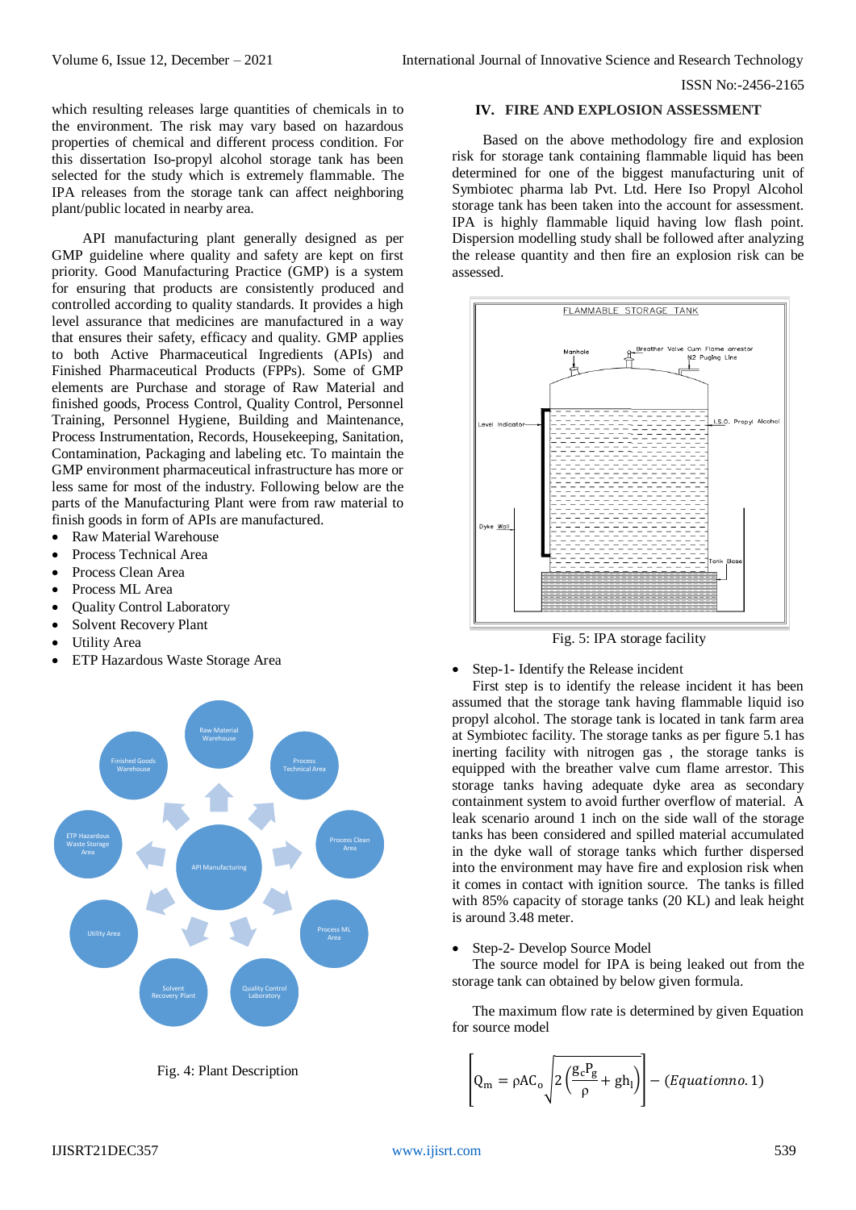which resulting releases large quantities of chemicals in to the environment. The risk may vary based on hazardous properties of chemical and different process condition. For this dissertation Iso-propyl alcohol storage tank has been selected for the study which is extremely flammable. The IPA releases from the storage tank can affect neighboring plant/public located in nearby area.

API manufacturing plant generally designed as per GMP guideline where quality and safety are kept on first priority. Good Manufacturing Practice (GMP) is a system for ensuring that products are consistently produced and controlled according to quality standards. It provides a high level assurance that medicines are manufactured in a way that ensures their safety, efficacy and quality. GMP applies to both Active Pharmaceutical Ingredients (APIs) and Finished Pharmaceutical Products (FPPs). Some of GMP elements are Purchase and storage of Raw Material and finished goods, Process Control, Quality Control, Personnel Training, Personnel Hygiene, Building and Maintenance, Process Instrumentation, Records, Housekeeping, Sanitation, Contamination, Packaging and labeling etc. To maintain the GMP environment pharmaceutical infrastructure has more or less same for most of the industry. Following below are the parts of the Manufacturing Plant were from raw material to finish goods in form of APIs are manufactured.

- Raw Material Warehouse
- Process Technical Area
- Process Clean Area
- Process ML Area
- Quality Control Laboratory
- Solvent Recovery Plant
- Utility Area
- ETP Hazardous Waste Storage Area

Fig. 4: Plant Description

## IV. FIRE AND EXPLOSION ASSESSMENT

Based on the above methodology fire and explosion risk for storage tank containing flammable liquid has been determined for one of the biggest manufacturing unit of Symbiotec pharma lab Pvt. Ltd. Here Iso Propyl Alcohol storage tank has been taken into the account for assessment. IPA is highly flammable liquid having low flash point. Dispersion modelling study shall be followed after analyzing the release quantity and then fire an explosion risk can be assessed.

Fig. 5: IPA storage facility

- Step-1- Identify the Release incident

First step is to identify the release incident it has been assumed that the storage tank having flammable liquid iso propyl alcohol. The storage tank is located in tank farm area at Symbiotec facility. The storage tanks as per figure 5.1 has inerting facility with nitrogen gas , the storage tanks is equipped with the breather valve cum flame arrestor. This storage tanks having adequate dyke area as secondary containment system to avoid further overflow of material. A leak scenario around 1 inch on the side wall of the storage tanks has been considered and spilled material accumulated in the dyke wall of storage tanks which further dispersed into the environment may have fire and explosion risk when it comes in contact with ignition source. The tanks is filled with 85% capacity of storage tanks (20 KL) and leak height is around 3.48 meter.

- Step-2- Develop Source Model

The source model for IPA is being leaked out from the storage tank can obtained by below given formula.

The maximum flow rate is determined by given Equation for source model

$$\left[Q_m = \rho A C_o \sqrt{2\left(\frac{g_c P_g}{\rho} + g h_l\right)}\right] - (Equation no. 1)$$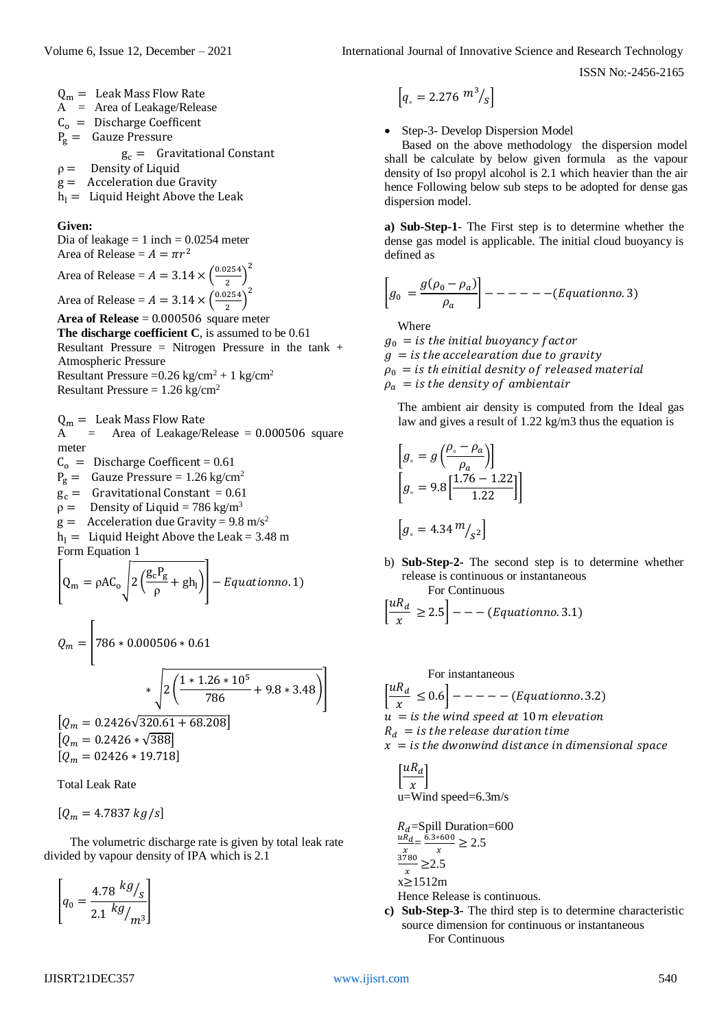$Q_m =$ Leak Mass Flow Rate
A = Area of Leakage/Release
$C_o =$ Discharge Coefficent
$P_g =$ Gauze Pressure
$g_c =$ Gravitational Constant
$\rho =$ Density of Liquid
g = Acceleration due Gravity
$h_l =$ Liquid Height Above the Leak

**Given:**
Dia of leakage = 1 inch = 0.0254 meter
Area of Release = $A = \pi r^2$

Area of Release = $A = 3.14 \times \left(\frac{0.0254}{2}\right)^2$

Area of Release = $A = 3.14 \times \left(\frac{0.0254}{2}\right)^2$

**Area of Release** = 0.000506 square meter
**The discharge coefficient C**, is assumed to be 0.61
Resultant Pressure = Nitrogen Pressure in the tank + Atmospheric Pressure
Resultant Pressure =0.26 kg/cm$^2$ + 1 kg/cm$^2$
Resultant Pressure = 1.26 kg/cm$^2$

$Q_m =$ Leak Mass Flow Rate
A = Area of Leakage/Release = 0.000506 square meter
$C_o =$ Discharge Coefficent = 0.61
$P_g =$ Gauze Pressure = 1.26 kg/cm$^2$
$g_c =$ Gravitational Constant = 0.61
$\rho =$ Density of Liquid = 786 kg/m$^3$
g = Acceleration due Gravity = 9.8 m/s$^2$
$h_l =$ Liquid Height Above the Leak = 3.48 m
Form Equation 1

$$\left[Q_m = \rho A C_o \sqrt{2\left(\frac{g_c P_g}{\rho} + g h_l\right)}\right] - Equation no. 1)$$

$$Q_m = \left[786 * 0.000506 * 0.61 * \sqrt{2\left(\frac{1 * 1.26 * 10^5}{786} + 9.8 * 3.48\right)}\right]$$

$$[Q_m = 0.2426\sqrt{320.61 + 68.208}]$$
$$[Q_m = 0.2426 * \sqrt{388}]$$
$$[Q_m = 02426 * 19.718]$$

Total Leak Rate

$$[Q_m = 4.7837\ kg/s]$$

The volumetric discharge rate is given by total leak rate divided by vapour density of IPA which is 2.1

$$\left[q_0 = \frac{4.78\ ^{kg}/_s}{2.1\ ^{kg}/_{m^3}}\right]$$

$$\left[q_\circ = 2.276\ ^{m^3}/_s\right]$$

- Step-3- Develop Dispersion Model

Based on the above methodology the dispersion model shall be calculate by below given formula as the vapour density of Iso propyl alcohol is 2.1 which heavier than the air hence Following below sub steps to be adopted for dense gas dispersion model.

**a) Sub-Step-1**- The First step is to determine whether the dense gas model is applicable. The initial cloud buoyancy is defined as

$$\left[g_0 = \frac{g(\rho_0 - \rho_a)}{\rho_a}\right] - - - - - - (Equation no. 3)$$

Where
$g_0$ = is the initial buoyancy factor
$g$ = is the accelearation due to gravity
$\rho_0$ = is th eimitial desnity of released material
$\rho_a$ = is the density of ambientair

The ambient air density is computed from the Ideal gas law and gives a result of 1.22 kg/m3 thus the equation is

$$\left[g_\circ = g\left(\frac{\rho_\circ - \rho_a}{\rho_a}\right)\right]$$
$$\left[g_\circ = 9.8\left[\frac{1.76 - 1.22}{1.22}\right]\right]$$
$$\left[g_\circ = 4.34\ ^m/_{s^2}\right]$$

b) **Sub-Step-2-** The second step is to determine whether release is continuous or instantaneous

For Continuous

$$\left[\frac{uR_d}{x} \geq 2.5\right] - - - (Equation no. 3.1)$$

For instantaneous

$$\left[\frac{uR_d}{x} \leq 0.6\right] - - - - - (Equation no. 3.2)$$

$u$ = is the wind speed at 10 m elevation
$R_d$ = is the release duration time
$x$ = is the dwonwind distance in dimensional space

$$\left[\frac{uR_d}{x}\right]$$

u=Wind speed=6.3m/s

$R_d$=Spill Duration=600

$\frac{uR_d}{x} = \frac{6.3*600}{x} \geq 2.5$

$\frac{3780}{x} \geq 2.5$

x≥1512m

Hence Release is continuous.

c) **Sub-Step-3-** The third step is to determine characteristic source dimension for continuous or instantaneous

For Continuous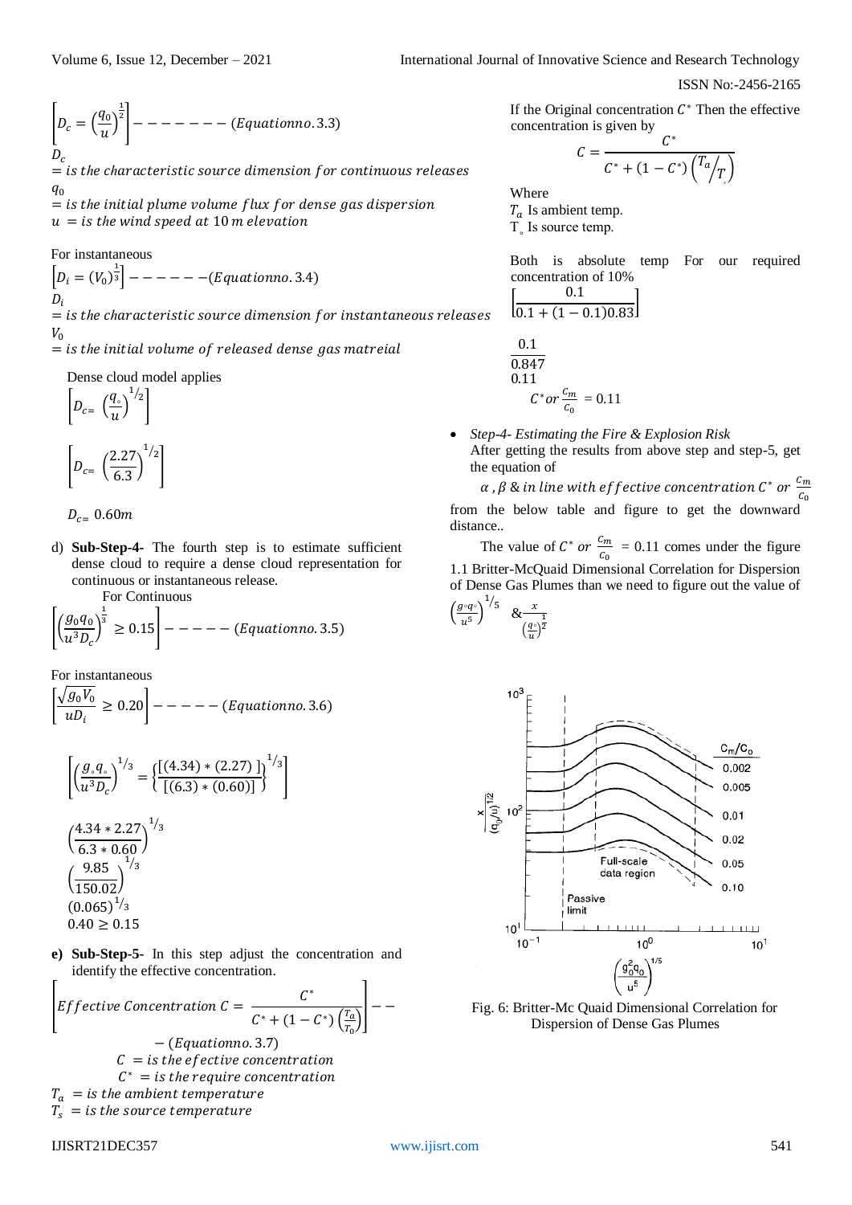$$\left[D_c = \left(\frac{q_0}{u}\right)^{\frac{1}{2}}\right] - - - - - - - (Equationno.3.3)$$

$D_c$
$= is\ the\ characteristic\ source\ dimension\ for\ continuous\ releases$
$q_0$
$= is\ the\ initial\ plume\ volume\ flux\ for\ dense\ gas\ dispersion$
$u\ = is\ the\ wind\ speed\ at\ 10\ m\ elevation$

For instantaneous

$$\left[D_i = (V_0)^{\frac{1}{3}}\right] - - - - - - (Equationno.\ 3.4)$$

$D_i$
$= is\ the\ characteristic\ source\ dimension\ for\ instantaneous\ releases$
$V_0$
$= is\ the\ initial\ volume\ of\ released\ dense\ gas\ matreial$

Dense cloud model applies

$$\left[D_{c=}\ \left(\frac{q_\circ}{u}\right)^{1/2}\right]$$

$$\left[D_{c=}\ \left(\frac{2.27}{6.3}\right)^{1/2}\right]$$

$$D_{c=}\ 0.60m$$

d) **Sub-Step-4-** The fourth step is to estimate sufficient dense cloud to require a dense cloud representation for continuous or instantaneous release.

For Continuous

$$\left[\left(\frac{g_0 q_0}{u^3 D_c}\right)^{\frac{1}{3}} \geq 0.15\right] - - - - - (Equationno.\ 3.5)$$

For instantaneous

$$\left[\frac{\sqrt{g_0 V_0}}{u D_i} \geq 0.20\right] - - - - - (Equationno.\ 3.6)$$

$$\left[\left(\frac{g_\circ q_\circ}{u^3 D_c}\right)^{1/3} = \left\{\frac{[(4.34) * (2.27)\ ]}{[(6.3) * (0.60)]}\right\}^{1/3}\right]$$

$$\left(\frac{4.34 * 2.27}{6.3 * 0.60}\right)^{1/3}$$
$$\left(\frac{9.85}{150.02}\right)^{1/3}$$
$$(0.065)^{1/3}$$
$$0.40 \geq 0.15$$

e) **Sub-Step-5-** In this step adjust the concentration and identify the effective concentration.

$$\left[Effective\ Concentration\ C = \frac{C^*}{C^* + (1 - C^*)\left(\frac{T_a}{T_0}\right)}\right] - - - (Equationno.\ 3.7)$$

$C\ = is\ the\ efective\ concentration$
$C^*\ = is\ the\ require\ concentration$
$T_a\ = is\ the\ ambient\ temperature$
$T_s\ = is\ the\ source\ temperature$

If the Original concentration $C^*$ Then the effective concentration is given by

$$C = \frac{C^*}{C^* + (1 - C^*)\left(T_a/T_\circ\right)}$$

Where
$T_a$ Is ambient temp.
$T_\circ$ Is source temp.

Both is absolute temp For our required concentration of 10%

$$\left[\frac{0.1}{0.1 + (1 - 0.1)0.83}\right]$$

$$\frac{0.1}{0.847}$$
$$0.11$$
$$C^*or\ \frac{C_m}{C_0}\ = 0.11$$

- *Step-4- Estimating the Fire & Explosion Risk*
  After getting the results from above step and step-5, get the equation of
  $\alpha\ , \beta\ \&\ in\ line\ with\ effective\ concentration\ C^*\ or\ \frac{C_m}{C_0}$

from the below table and figure to get the downward distance..

The value of $C^*\ or\ \frac{C_m}{C_0}\ = 0.11$ comes under the figure 1.1 Britter-McQuaid Dimensional Correlation for Dispersion of Dense Gas Plumes than we need to figure out the value of $\left(\frac{g_\circ q_\circ}{u^5}\right)^{1/5}$ & $\frac{x}{\left(\frac{q_\circ}{u}\right)^{\frac{1}{2}}}$

Fig. 6: Britter-Mc Quaid Dimensional Correlation for Dispersion of Dense Gas Plumes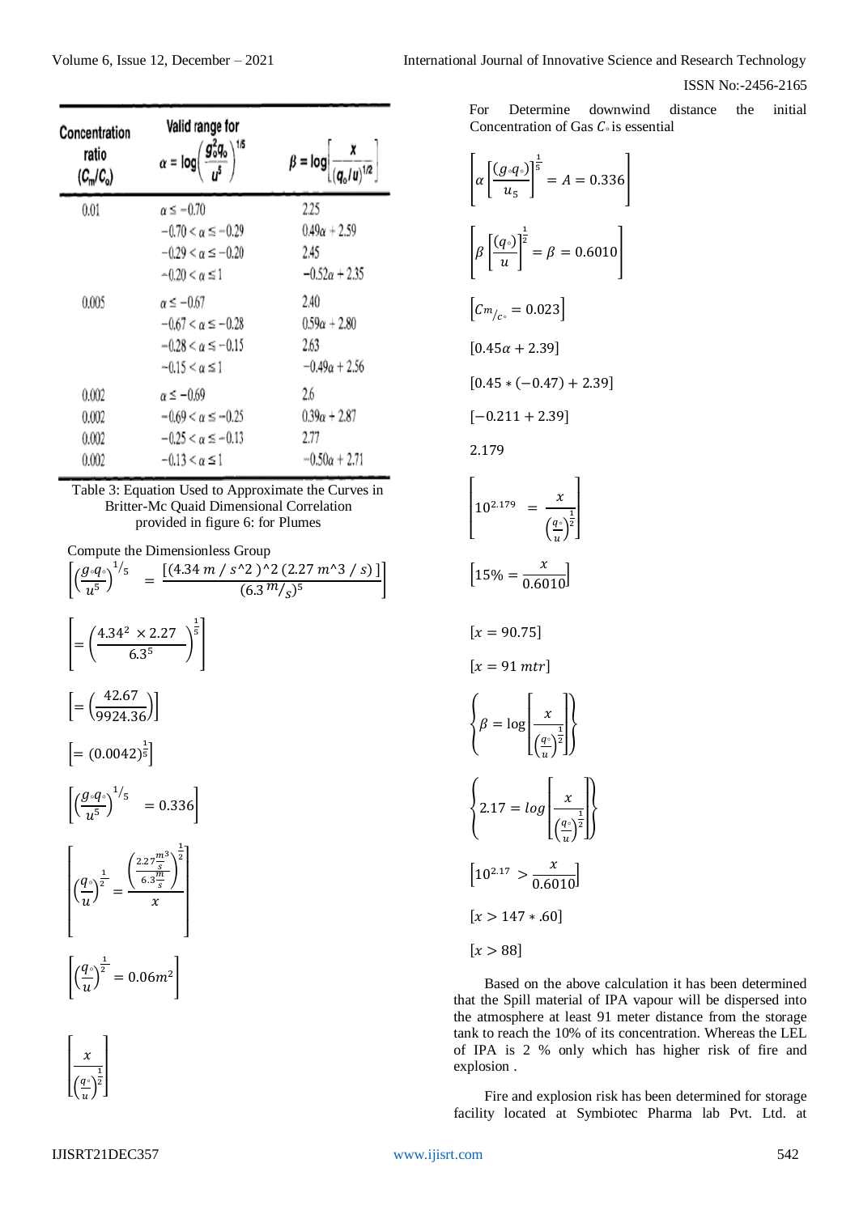| Concentration ratio $(C_m/C_o)$ | Valid range for $\alpha = \log\left(\frac{g_o^2 q_o}{u^5}\right)^{1/5}$ | $\beta = \log\left[\frac{x}{(q_o/u)^{1/2}}\right]$ |
|---|---|---|
| 0.01 | $\alpha \leq -0.70$ | 2.25 |
| | $-0.70 < \alpha \leq -0.29$ | $0.49\alpha + 2.59$ |
| | $-0.29 < \alpha \leq -0.20$ | 2.45 |
| | $-0.20 < \alpha \leq 1$ | $-0.52\alpha + 2.35$ |
| 0.005 | $\alpha \leq -0.67$ | 2.40 |
| | $-0.67 < \alpha \leq -0.28$ | $0.59\alpha + 2.80$ |
| | $-0.28 < \alpha \leq -0.15$ | 2.63 |
| | $-0.15 < \alpha \leq 1$ | $-0.49\alpha + 2.56$ |
| 0.002 | $\alpha \leq -0.69$ | 2.6 |
| 0.002 | $-0.69 < \alpha \leq -0.25$ | $0.39\alpha + 2.87$ |
| 0.002 | $-0.25 < \alpha \leq -0.13$ | 2.77 |
| 0.002 | $-0.13 < \alpha \leq 1$ | $-0.50\alpha + 2.71$ |

Table 3: Equation Used to Approximate the Curves in Britter-Mc Quaid Dimensional Correlation provided in figure 6: for Plumes

Compute the Dimensionless Group

$$\left[\left(\frac{g_\circ q_\circ}{u^5}\right)^{1/5} = \frac{[(4.34\ m\ /\ s\text{^}2\ )\text{^}2\ (2.27\ m\text{^}3\ /\ s)\ ]}{(6.3\ ^m/_s)^5}\right]$$

$$\left[= \left(\frac{4.34^2 \times 2.27}{6.3^5}\right)^{\frac{1}{5}}\right]$$

$$\left[= \left(\frac{42.67}{9924.36}\right)\right]$$

$$\left[= (0.0042)^{\frac{1}{5}}\right]$$

$$\left[\left(\frac{g_\circ q_\circ}{u^5}\right)^{1/5} = 0.336\right]$$

$$\left[\left(\frac{q_\circ}{u}\right)^{\frac{1}{2}} = \frac{\left(\frac{2.27\frac{m^3}{s}}{6.3\frac{m}{s}}\right)^{\frac{1}{2}}}{x}\right]$$

$$\left[\left(\frac{q_\circ}{u}\right)^{\frac{1}{2}} = 0.06m^2\right]$$

$$\left[\frac{x}{\left(\frac{q_\circ}{u}\right)^{\frac{1}{2}}}\right]$$

For Determine downwind distance the initial Concentration of Gas $C_\circ$ is essential

$$\left[\alpha\left[\frac{(g_\circ q_\circ)}{u_5}\right]^{\frac{1}{5}} = A = 0.336\right]$$

$$\left[\beta\left[\frac{(q_\circ)}{u}\right]^{\frac{1}{2}} = \beta\ = 0.6010\right]$$

$$\left[Cm_{/c_\circ} = 0.023\right]$$

$$[0.45\alpha + 2.39]$$

$$[0.45 * (-0.47) + 2.39]$$

$$[-0.211 + 2.39]$$

$$2.179$$

$$\left[10^{2.179}\ = \frac{x}{\left(\frac{q_\circ}{u}\right)^{\frac{1}{2}}}\right]$$

$$\left[15\% = \frac{x}{0.6010}\right]$$

$$[x = 90.75]$$

$$[x = 91\ mtr]$$

$$\left\{\beta = \log\left[\frac{x}{\left(\frac{q_\circ}{u}\right)^{\frac{1}{2}}}\right]\right\}$$

$$\left\{2.17 = log\left[\frac{x}{\left(\frac{q_\circ}{u}\right)^{\frac{1}{2}}}\right]\right\}$$

$$\left[10^{2.17} > \frac{x}{0.6010}\right]$$

$$[x > 147 * .60]$$

$$[x > 88]$$

Based on the above calculation it has been determined that the Spill material of IPA vapour will be dispersed into the atmosphere at least 91 meter distance from the storage tank to reach the 10% of its concentration. Whereas the LEL of IPA is 2 % only which has higher risk of fire and explosion .

Fire and explosion risk has been determined for storage facility located at Symbiotec Pharma lab Pvt. Ltd. at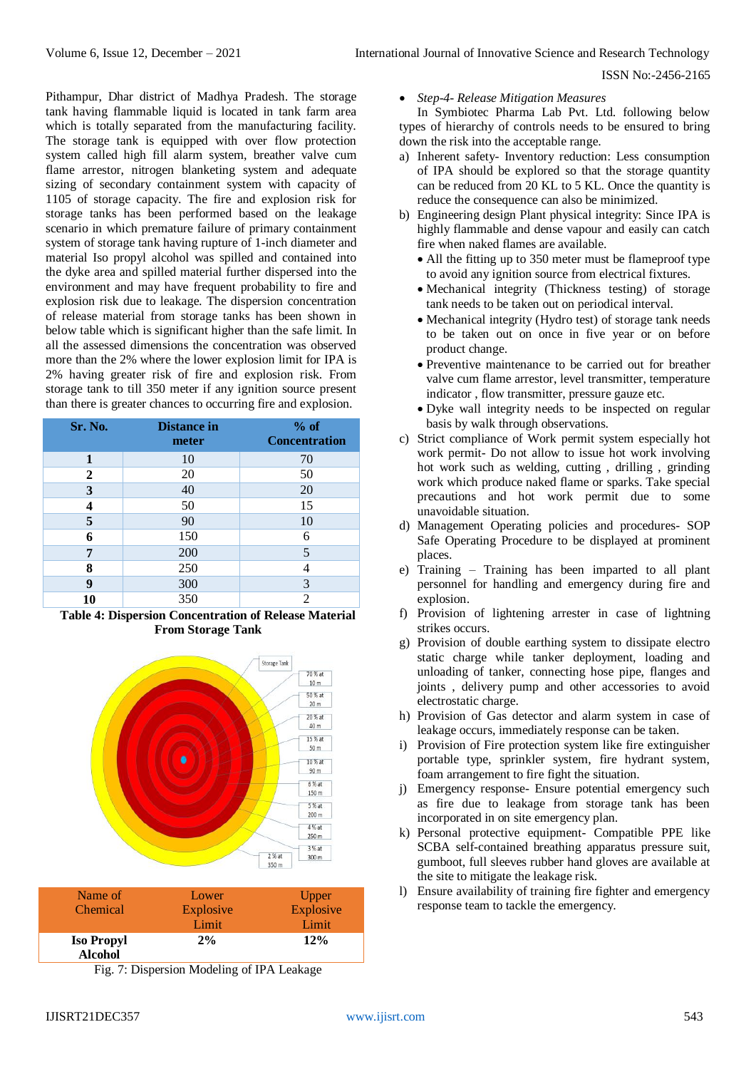Pithampur, Dhar district of Madhya Pradesh. The storage tank having flammable liquid is located in tank farm area which is totally separated from the manufacturing facility. The storage tank is equipped with over flow protection system called high fill alarm system, breather valve cum flame arrestor, nitrogen blanketing system and adequate sizing of secondary containment system with capacity of 1105 of storage capacity. The fire and explosion risk for storage tanks has been performed based on the leakage scenario in which premature failure of primary containment system of storage tank having rupture of 1-inch diameter and material Iso propyl alcohol was spilled and contained into the dyke area and spilled material further dispersed into the environment and may have frequent probability to fire and explosion risk due to leakage. The dispersion concentration of release material from storage tanks has been shown in below table which is significant higher than the safe limit. In all the assessed dimensions the concentration was observed more than the 2% where the lower explosion limit for IPA is 2% having greater risk of fire and explosion risk. From storage tank to till 350 meter if any ignition source present than there is greater chances to occurring fire and explosion.

| Sr. No. | Distance in meter | % of Concentration |
|---|---|---|
| 1 | 10 | 70 |
| 2 | 20 | 50 |
| 3 | 40 | 20 |
| 4 | 50 | 15 |
| 5 | 90 | 10 |
| 6 | 150 | 6 |
| 7 | 200 | 5 |
| 8 | 250 | 4 |
| 9 | 300 | 3 |
| 10 | 350 | 2 |

**Table 4: Dispersion Concentration of Release Material From Storage Tank**

| Name of Chemical | Lower Explosive Limit | Upper Explosive Limit |
|---|---|---|
| **Iso Propyl Alcohol** | **2%** | **12%** |

Fig. 7: Dispersion Modeling of IPA Leakage

- *Step-4- Release Mitigation Measures*

In Symbiotec Pharma Lab Pvt. Ltd. following below types of hierarchy of controls needs to be ensured to bring down the risk into the acceptable range.

a) Inherent safety- Inventory reduction: Less consumption of IPA should be explored so that the storage quantity can be reduced from 20 KL to 5 KL. Once the quantity is reduce the consequence can also be minimized.

b) Engineering design Plant physical integrity: Since IPA is highly flammable and dense vapour and easily can catch fire when naked flames are available.
   - All the fitting up to 350 meter must be flameproof type to avoid any ignition source from electrical fixtures.
   - Mechanical integrity (Thickness testing) of storage tank needs to be taken out on periodical interval.
   - Mechanical integrity (Hydro test) of storage tank needs to be taken out on once in five year or on before product change.
   - Preventive maintenance to be carried out for breather valve cum flame arrestor, level transmitter, temperature indicator , flow transmitter, pressure gauze etc.
   - Dyke wall integrity needs to be inspected on regular basis by walk through observations.

c) Strict compliance of Work permit system especially hot work permit- Do not allow to issue hot work involving hot work such as welding, cutting , drilling , grinding work which produce naked flame or sparks. Take special precautions and hot work permit due to some unavoidable situation.

d) Management Operating policies and procedures- SOP Safe Operating Procedure to be displayed at prominent places.

e) Training – Training has been imparted to all plant personnel for handling and emergency during fire and explosion.

f) Provision of lightening arrester in case of lightning strikes occurs.

g) Provision of double earthing system to dissipate electro static charge while tanker deployment, loading and unloading of tanker, connecting hose pipe, flanges and joints , delivery pump and other accessories to avoid electrostatic charge.

h) Provision of Gas detector and alarm system in case of leakage occurs, immediately response can be taken.

i) Provision of Fire protection system like fire extinguisher portable type, sprinkler system, fire hydrant system, foam arrangement to fire fight the situation.

j) Emergency response- Ensure potential emergency such as fire due to leakage from storage tank has been incorporated in on site emergency plan.

k) Personal protective equipment- Compatible PPE like SCBA self-contained breathing apparatus pressure suit, gumboot, full sleeves rubber hand gloves are available at the site to mitigate the leakage risk.

l) Ensure availability of training fire fighter and emergency response team to tackle the emergency.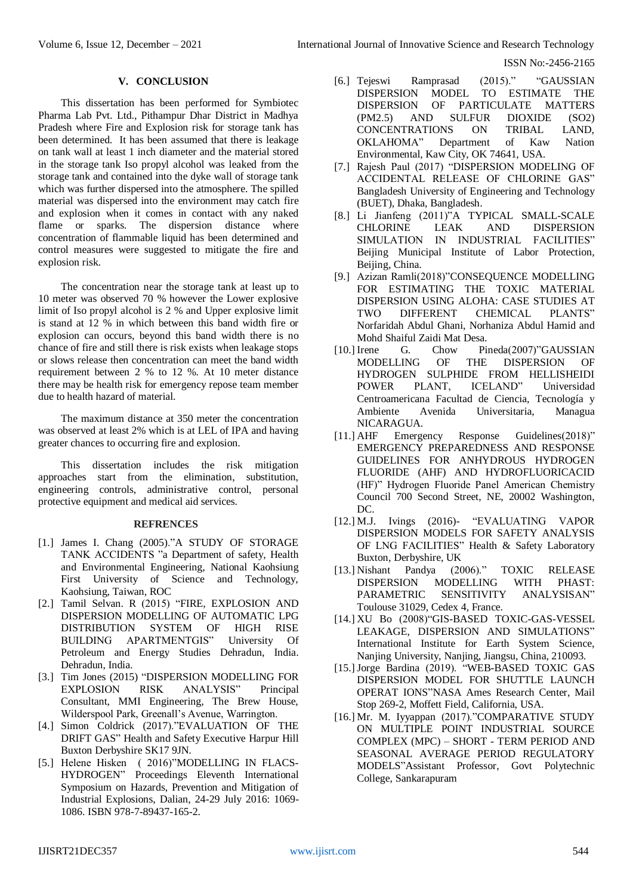## V. CONCLUSION

This dissertation has been performed for Symbiotec Pharma Lab Pvt. Ltd., Pithampur Dhar District in Madhya Pradesh where Fire and Explosion risk for storage tank has been determined. It has been assumed that there is leakage on tank wall at least 1 inch diameter and the material stored in the storage tank Iso propyl alcohol was leaked from the storage tank and contained into the dyke wall of storage tank which was further dispersed into the atmosphere. The spilled material was dispersed into the environment may catch fire and explosion when it comes in contact with any naked flame or sparks. The dispersion distance where concentration of flammable liquid has been determined and control measures were suggested to mitigate the fire and explosion risk.

The concentration near the storage tank at least up to 10 meter was observed 70 % however the Lower explosive limit of Iso propyl alcohol is 2 % and Upper explosive limit is stand at 12 % in which between this band width fire or explosion can occurs, beyond this band width there is no chance of fire and still there is risk exists when leakage stops or slows release then concentration can meet the band width requirement between 2 % to 12 %. At 10 meter distance there may be health risk for emergency repose team member due to health hazard of material.

The maximum distance at 350 meter the concentration was observed at least 2% which is at LEL of IPA and having greater chances to occurring fire and explosion.

This dissertation includes the risk mitigation approaches start from the elimination, substitution, engineering controls, administrative control, personal protective equipment and medical aid services.

## REFRENCES

[1.] James I. Chang (2005)."A STUDY OF STORAGE TANK ACCIDENTS "a Department of safety, Health and Environmental Engineering, National Kaohsiung First University of Science and Technology, Kaohsiung, Taiwan, ROC

[2.] Tamil Selvan. R (2015) "FIRE, EXPLOSION AND DISPERSION MODELLING OF AUTOMATIC LPG DISTRIBUTION SYSTEM OF HIGH RISE BUILDING APARTMENTGIS" University Of Petroleum and Energy Studies Dehradun, India. Dehradun, India.

[3.] Tim Jones (2015) "DISPERSION MODELLING FOR EXPLOSION RISK ANALYSIS" Principal Consultant, MMI Engineering, The Brew House, Wilderspool Park, Greenall's Avenue, Warrington.

[4.] Simon Coldrick (2017)."EVALUATION OF THE DRIFT GAS" Health and Safety Executive Harpur Hill Buxton Derbyshire SK17 9JN.

[5.] Helene Hisken ( 2016)"MODELLING IN FLACS-HYDROGEN" Proceedings Eleventh International Symposium on Hazards, Prevention and Mitigation of Industrial Explosions, Dalian, 24-29 July 2016: 1069-1086. ISBN 978-7-89437-165-2.

[6.] Tejeswi Ramprasad (2015)." "GAUSSIAN DISPERSION MODEL TO ESTIMATE THE DISPERSION OF PARTICULATE MATTERS (PM2.5) AND SULFUR DIOXIDE (SO2) CONCENTRATIONS ON TRIBAL LAND, OKLAHOMA" Department of Kaw Nation Environmental, Kaw City, OK 74641, USA.

[7.] Rajesh Paul (2017) "DISPERSION MODELING OF ACCIDENTAL RELEASE OF CHLORINE GAS" Bangladesh University of Engineering and Technology (BUET), Dhaka, Bangladesh.

[8.] Li Jianfeng (2011)"A TYPICAL SMALL-SCALE CHLORINE LEAK AND DISPERSION SIMULATION IN INDUSTRIAL FACILITIES" Beijing Municipal Institute of Labor Protection, Beijing, China.

[9.] Azizan Ramli(2018)"CONSEQUENCE MODELLING FOR ESTIMATING THE TOXIC MATERIAL DISPERSION USING ALOHA: CASE STUDIES AT TWO DIFFERENT CHEMICAL PLANTS" Norfaridah Abdul Ghani, Norhaniza Abdul Hamid and Mohd Shaiful Zaidi Mat Desa.

[10.] Irene G. Chow Pineda(2007)"GAUSSIAN MODELLING OF THE DISPERSION OF HYDROGEN SULPHIDE FROM HELLISHEIDI POWER PLANT, ICELAND" Universidad Centroamericana Facultad de Ciencia, Tecnología y Ambiente Avenida Universitaria, Managua NICARAGUA.

[11.] AHF Emergency Response Guidelines(2018)" EMERGENCY PREPAREDNESS AND RESPONSE GUIDELINES FOR ANHYDROUS HYDROGEN FLUORIDE (AHF) AND HYDROFLUORICACID (HF)" Hydrogen Fluoride Panel American Chemistry Council 700 Second Street, NE, 20002 Washington, DC.

[12.] M.J. Ivings (2016)- "EVALUATING VAPOR DISPERSION MODELS FOR SAFETY ANALYSIS OF LNG FACILITIES" Health & Safety Laboratory Buxton, Derbyshire, UK

[13.] Nishant Pandya (2006)." TOXIC RELEASE DISPERSION MODELLING WITH PHAST: PARAMETRIC SENSITIVITY ANALYSISAN" Toulouse 31029, Cedex 4, France.

[14.] XU Bo (2008)"GIS-BASED TOXIC-GAS-VESSEL LEAKAGE, DISPERSION AND SIMULATIONS" International Institute for Earth System Science, Nanjing University, Nanjing, Jiangsu, China, 210093.

[15.] Jorge Bardina (2019). "WEB-BASED TOXIC GAS DISPERSION MODEL FOR SHUTTLE LAUNCH OPERAT IONS"NASA Ames Research Center, Mail Stop 269-2, Moffett Field, California, USA.

[16.] Mr. M. Iyyappan (2017)."COMPARATIVE STUDY ON MULTIPLE POINT INDUSTRIAL SOURCE COMPLEX (MPC) – SHORT - TERM PERIOD AND SEASONAL AVERAGE PERIOD REGULATORY MODELS"Assistant Professor, Govt Polytechnic College, Sankarapuram